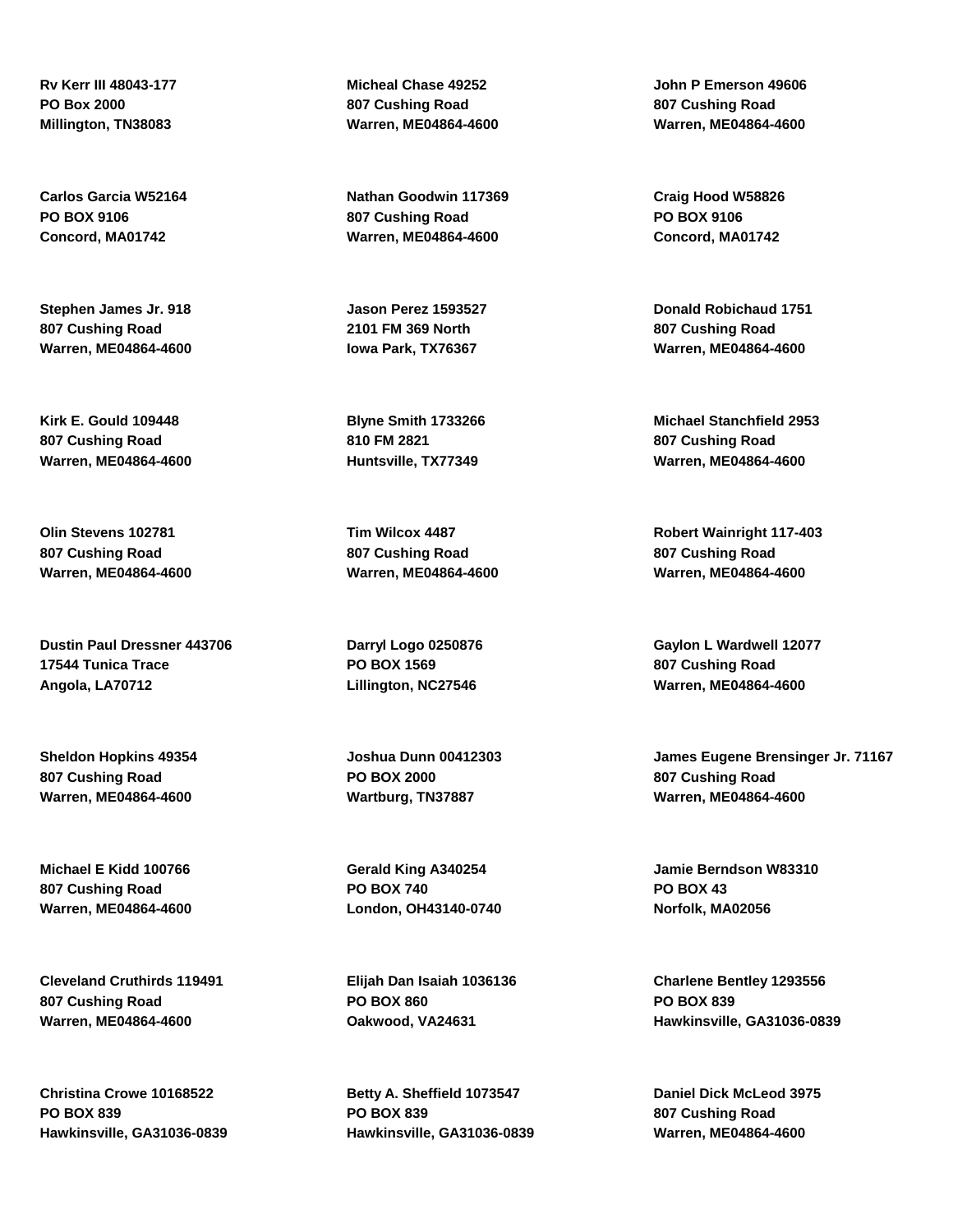**Rv Kerr III 48043-177**
**PO Box 2000**
**Millington, TN38083**

**Micheal Chase 49252**
**807 Cushing Road**
**Warren, ME04864-4600**

**John P Emerson 49606**
**807 Cushing Road**
**Warren, ME04864-4600**

**Carlos Garcia W52164**
**PO BOX 9106**
**Concord, MA01742**

**Nathan Goodwin 117369**
**807 Cushing Road**
**Warren, ME04864-4600**

**Craig Hood W58826**
**PO BOX 9106**
**Concord, MA01742**

**Stephen James Jr. 918**
**807 Cushing Road**
**Warren, ME04864-4600**

**Jason Perez 1593527**
**2101 FM 369 North**
**Iowa Park, TX76367**

**Donald Robichaud 1751**
**807 Cushing Road**
**Warren, ME04864-4600**

**Kirk E. Gould 109448**
**807 Cushing Road**
**Warren, ME04864-4600**

**Blyne Smith 1733266**
**810 FM 2821**
**Huntsville, TX77349**

**Michael Stanchfield 2953**
**807 Cushing Road**
**Warren, ME04864-4600**

**Olin Stevens 102781**
**807 Cushing Road**
**Warren, ME04864-4600**

**Tim Wilcox 4487**
**807 Cushing Road**
**Warren, ME04864-4600**

**Robert Wainright 117-403**
**807 Cushing Road**
**Warren, ME04864-4600**

**Dustin Paul Dressner 443706**
**17544 Tunica Trace**
**Angola, LA70712**

**Darryl Logo 0250876**
**PO BOX 1569**
**Lillington, NC27546**

**Gaylon L Wardwell 12077**
**807 Cushing Road**
**Warren, ME04864-4600**

**Sheldon Hopkins 49354**
**807 Cushing Road**
**Warren, ME04864-4600**

**Joshua Dunn 00412303**
**PO BOX 2000**
**Wartburg, TN37887**

**James Eugene Brensinger Jr. 71167**
**807 Cushing Road**
**Warren, ME04864-4600**

**Michael E Kidd 100766**
**807 Cushing Road**
**Warren, ME04864-4600**

**Gerald King A340254**
**PO BOX 740**
**London, OH43140-0740**

**Jamie Berndson W83310**
**PO BOX 43**
**Norfolk, MA02056**

**Cleveland Cruthirds 119491**
**807 Cushing Road**
**Warren, ME04864-4600**

**Elijah Dan Isaiah 1036136**
**PO BOX 860**
**Oakwood, VA24631**

**Charlene Bentley 1293556**
**PO BOX 839**
**Hawkinsville, GA31036-0839**

**Christina Crowe 10168522**
**PO BOX 839**
**Hawkinsville, GA31036-0839**

**Betty A. Sheffield 1073547**
**PO BOX 839**
**Hawkinsville, GA31036-0839**

**Daniel Dick McLeod 3975**
**807 Cushing Road**
**Warren, ME04864-4600**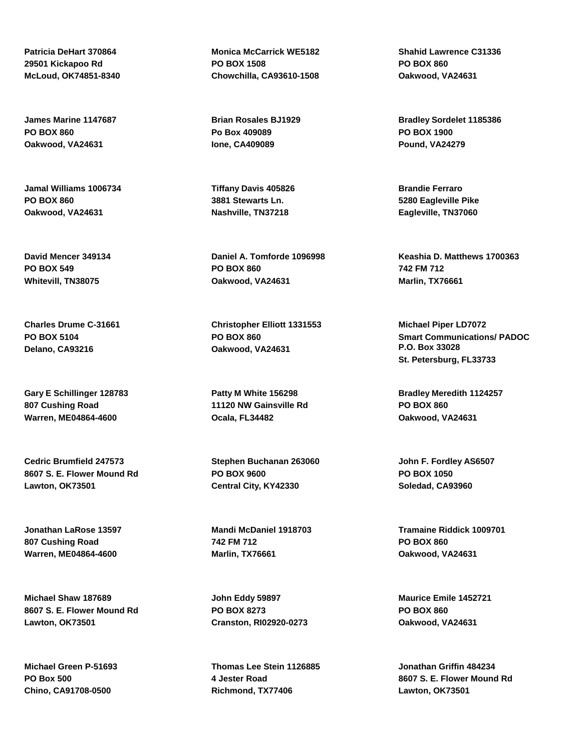**Patricia DeHart 370864**
**29501 Kickapoo Rd**
**McLoud, OK74851-8340**

**James Marine 1147687**
**PO BOX 860**
**Oakwood, VA24631**

**Jamal Williams 1006734**
**PO BOX 860**
**Oakwood, VA24631**

**David Mencer 349134**
**PO BOX 549**
**Whitevill, TN38075**

**Charles Drume C-31661**
**PO BOX 5104**
**Delano, CA93216**

**Gary E Schillinger 128783**
**807 Cushing Road**
**Warren, ME04864-4600**

**Cedric Brumfield 247573**
**8607 S. E. Flower Mound Rd**
**Lawton, OK73501**

**Jonathan LaRose 13597**
**807 Cushing Road**
**Warren, ME04864-4600**

**Michael Shaw 187689**
**8607 S. E. Flower Mound Rd**
**Lawton, OK73501**

**Michael Green P-51693**
**PO Box 500**
**Chino, CA91708-0500**

**Monica McCarrick WE5182**
**PO BOX 1508**
**Chowchilla, CA93610-1508**

**Brian Rosales BJ1929**
**Po Box 409089**
**Ione, CA409089**

**Tiffany Davis 405826**
**3881 Stewarts Ln.**
**Nashville, TN37218**

**Daniel A. Tomforde 1096998**
**PO BOX 860**
**Oakwood, VA24631**

**Christopher Elliott 1331553**
**PO BOX 860**
**Oakwood, VA24631**

**Patty M White 156298**
**11120 NW Gainsville Rd**
**Ocala, FL34482**

**Stephen Buchanan 263060**
**PO BOX 9600**
**Central City, KY42330**

**Mandi McDaniel 1918703**
**742 FM 712**
**Marlin, TX76661**

**John Eddy 59897**
**PO BOX 8273**
**Cranston, RI02920-0273**

**Thomas Lee Stein 1126885**
**4 Jester Road**
**Richmond, TX77406**

**Shahid Lawrence C31336**
**PO BOX 860**
**Oakwood, VA24631**

**Bradley Sordelet 1185386**
**PO BOX 1900**
**Pound, VA24279**

**Brandie Ferraro**
**5280 Eagleville Pike**
**Eagleville, TN37060**

**Keashia D. Matthews 1700363**
**742 FM 712**
**Marlin, TX76661**

**Michael Piper LD7072**
**Smart Communications/ PADOC**
**P.O. Box 33028**
**St. Petersburg, FL33733**

**Bradley Meredith 1124257**
**PO BOX 860**
**Oakwood, VA24631**

**John F. Fordley AS6507**
**PO BOX 1050**
**Soledad, CA93960**

**Tramaine Riddick 1009701**
**PO BOX 860**
**Oakwood, VA24631**

**Maurice Emile 1452721**
**PO BOX 860**
**Oakwood, VA24631**

**Jonathan Griffin 484234**
**8607 S. E. Flower Mound Rd**
**Lawton, OK73501**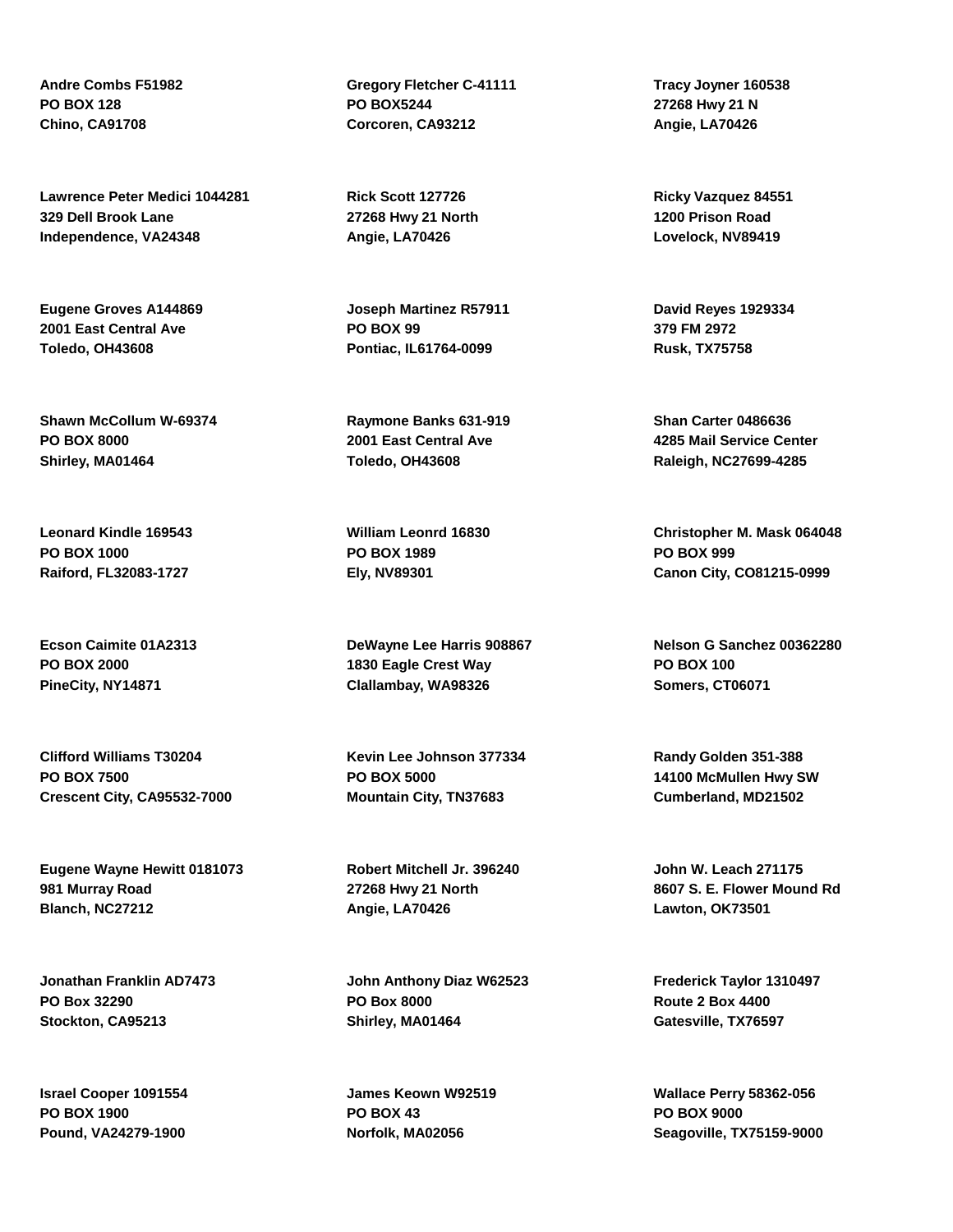**Andre Combs F51982**
**PO BOX 128**
**Chino, CA91708**

**Gregory Fletcher C-41111**
**PO BOX5244**
**Corcoren, CA93212**

**Tracy Joyner 160538**
**27268 Hwy 21 N**
**Angie, LA70426**

**Lawrence Peter Medici 1044281**
**329 Dell Brook Lane**
**Independence, VA24348**

**Rick Scott 127726**
**27268 Hwy 21 North**
**Angie, LA70426**

**Ricky Vazquez 84551**
**1200 Prison Road**
**Lovelock, NV89419**

**Eugene Groves A144869**
**2001 East Central Ave**
**Toledo, OH43608**

**Joseph Martinez R57911**
**PO BOX 99**
**Pontiac, IL61764-0099**

**David Reyes 1929334**
**379 FM 2972**
**Rusk, TX75758**

**Shawn McCollum W-69374**
**PO BOX 8000**
**Shirley, MA01464**

**Raymone Banks 631-919**
**2001 East Central Ave**
**Toledo, OH43608**

**Shan Carter 0486636**
**4285 Mail Service Center**
**Raleigh, NC27699-4285**

**Leonard Kindle 169543**
**PO BOX 1000**
**Raiford, FL32083-1727**

**William Leonrd 16830**
**PO BOX 1989**
**Ely, NV89301**

**Christopher M. Mask 064048**
**PO BOX 999**
**Canon City, CO81215-0999**

**Ecson Caimite 01A2313**
**PO BOX 2000**
**PineCity, NY14871**

**DeWayne Lee Harris 908867**
**1830 Eagle Crest Way**
**Clallambay, WA98326**

**Nelson G Sanchez 00362280**
**PO BOX 100**
**Somers, CT06071**

**Clifford Williams T30204**
**PO BOX 7500**
**Crescent City, CA95532-7000**

**Kevin Lee Johnson 377334**
**PO BOX 5000**
**Mountain City, TN37683**

**Randy Golden 351-388**
**14100 McMullen Hwy SW**
**Cumberland, MD21502**

**Eugene Wayne Hewitt 0181073**
**981 Murray Road**
**Blanch, NC27212**

**Robert Mitchell Jr. 396240**
**27268 Hwy 21 North**
**Angie, LA70426**

**John W. Leach 271175**
**8607 S. E. Flower Mound Rd**
**Lawton, OK73501**

**Jonathan Franklin AD7473**
**PO Box 32290**
**Stockton, CA95213**

**John Anthony Diaz W62523**
**PO Box 8000**
**Shirley, MA01464**

**Frederick Taylor 1310497**
**Route 2 Box 4400**
**Gatesville, TX76597**

**Israel Cooper 1091554**
**PO BOX 1900**
**Pound, VA24279-1900**

**James Keown W92519**
**PO BOX 43**
**Norfolk, MA02056**

**Wallace Perry 58362-056**
**PO BOX 9000**
**Seagoville, TX75159-9000**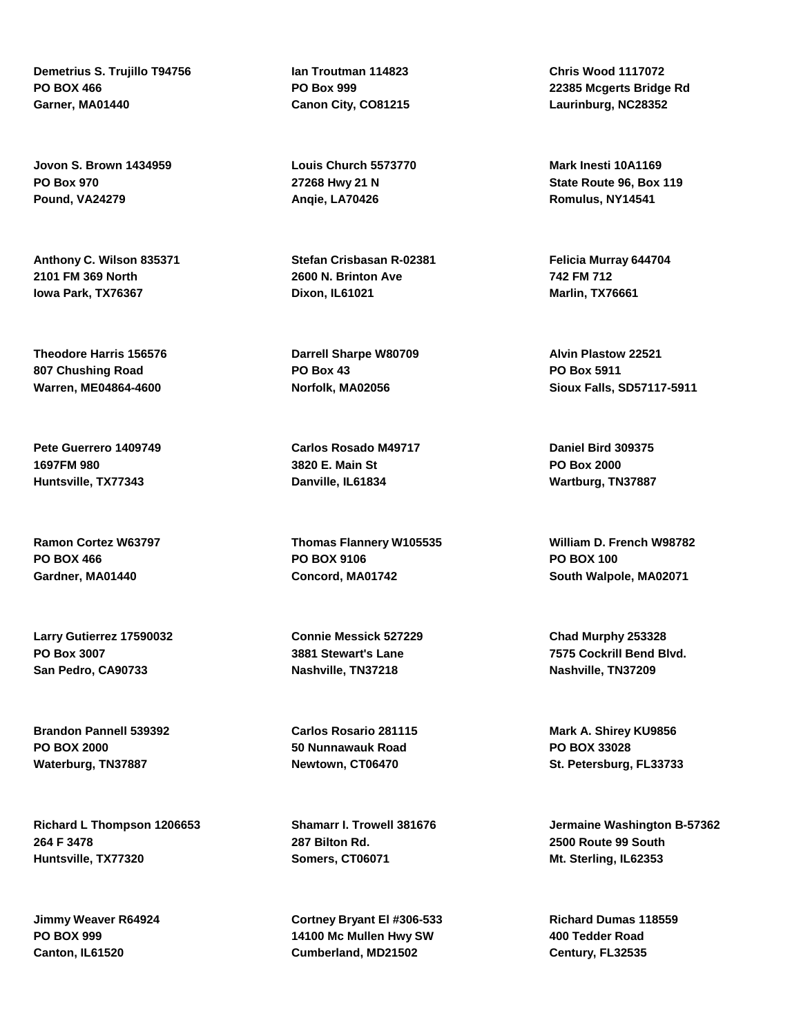**Demetrius S. Trujillo T94756**
**PO BOX 466**
**Garner, MA01440**

**Ian Troutman 114823**
**PO Box 999**
**Canon City, CO81215**

**Chris Wood 1117072**
**22385 Mcgerts Bridge Rd**
**Laurinburg, NC28352**

**Jovon S. Brown 1434959**
**PO Box 970**
**Pound, VA24279**

**Louis Church 5573770**
**27268 Hwy 21 N**
**Anqie, LA70426**

**Mark Inesti 10A1169**
**State Route 96, Box 119**
**Romulus, NY14541**

**Anthony C. Wilson 835371**
**2101 FM 369 North**
**Iowa Park, TX76367**

**Stefan Crisbasan R-02381**
**2600 N. Brinton Ave**
**Dixon, IL61021**

**Felicia Murray 644704**
**742 FM 712**
**Marlin, TX76661**

**Theodore Harris 156576**
**807 Chushing Road**
**Warren, ME04864-4600**

**Darrell Sharpe W80709**
**PO Box 43**
**Norfolk, MA02056**

**Alvin Plastow 22521**
**PO Box 5911**
**Sioux Falls, SD57117-5911**

**Pete Guerrero 1409749**
**1697FM 980**
**Huntsville, TX77343**

**Carlos Rosado M49717**
**3820 E. Main St**
**Danville, IL61834**

**Daniel Bird 309375**
**PO Box 2000**
**Wartburg, TN37887**

**Ramon Cortez W63797**
**PO BOX 466**
**Gardner, MA01440**

**Thomas Flannery W105535**
**PO BOX 9106**
**Concord, MA01742**

**William D. French W98782**
**PO BOX 100**
**South Walpole, MA02071**

**Larry Gutierrez 17590032**
**PO Box 3007**
**San Pedro, CA90733**

**Connie Messick 527229**
**3881 Stewart's Lane**
**Nashville, TN37218**

**Chad Murphy 253328**
**7575 Cockrill Bend Blvd.**
**Nashville, TN37209**

**Brandon Pannell 539392**
**PO BOX 2000**
**Waterburg, TN37887**

**Carlos Rosario 281115**
**50 Nunnawauk Road**
**Newtown, CT06470**

**Mark A. Shirey KU9856**
**PO BOX 33028**
**St. Petersburg, FL33733**

**Richard L Thompson 1206653**
**264 F 3478**
**Huntsville, TX77320**

**Shamarr I. Trowell 381676**
**287 Bilton Rd.**
**Somers, CT06071**

**Jermaine Washington B-57362**
**2500 Route 99 South**
**Mt. Sterling, IL62353**

**Jimmy Weaver R64924**
**PO BOX 999**
**Canton, IL61520**

**Cortney Bryant El #306-533**
**14100 Mc Mullen Hwy SW**
**Cumberland, MD21502**

**Richard Dumas 118559**
**400 Tedder Road**
**Century, FL32535**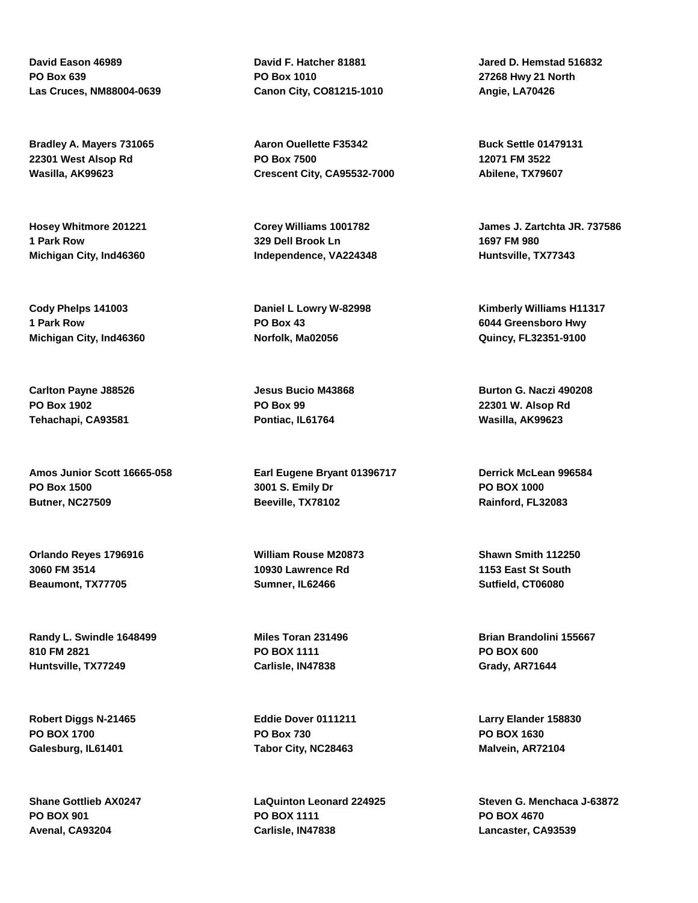**David Eason 46989**
**PO Box 639**
**Las Cruces, NM88004-0639**

**David F. Hatcher 81881**
**PO Box 1010**
**Canon City, CO81215-1010**

**Jared D. Hemstad 516832**
**27268 Hwy 21 North**
**Angie, LA70426**

**Bradley A. Mayers 731065**
**22301 West Alsop Rd**
**Wasilla, AK99623**

**Aaron Ouellette F35342**
**PO Box 7500**
**Crescent City, CA95532-7000**

**Buck Settle 01479131**
**12071 FM 3522**
**Abilene, TX79607**

**Hosey Whitmore 201221**
**1 Park Row**
**Michigan City, Ind46360**

**Corey Williams 1001782**
**329 Dell Brook Ln**
**Independence, VA224348**

**James J. Zartchta JR. 737586**
**1697 FM 980**
**Huntsville, TX77343**

**Cody Phelps 141003**
**1 Park Row**
**Michigan City, Ind46360**

**Daniel L Lowry W-82998**
**PO Box 43**
**Norfolk, Ma02056**

**Kimberly Williams H11317**
**6044 Greensboro Hwy**
**Quincy, FL32351-9100**

**Carlton Payne J88526**
**PO Box 1902**
**Tehachapi, CA93581**

**Jesus Bucio M43868**
**PO Box 99**
**Pontiac, IL61764**

**Burton G. Naczi 490208**
**22301 W. Alsop Rd**
**Wasilla, AK99623**

**Amos Junior Scott 16665-058**
**PO Box 1500**
**Butner, NC27509**

**Earl Eugene Bryant 01396717**
**3001 S. Emily Dr**
**Beeville, TX78102**

**Derrick McLean 996584**
**PO BOX 1000**
**Rainford, FL32083**

**Orlando Reyes 1796916**
**3060 FM 3514**
**Beaumont, TX77705**

**William Rouse M20873**
**10930 Lawrence Rd**
**Sumner, IL62466**

**Shawn Smith 112250**
**1153 East St South**
**Sutfield, CT06080**

**Randy L. Swindle 1648499**
**810 FM 2821**
**Huntsville, TX77249**

**Miles Toran 231496**
**PO BOX 1111**
**Carlisle, IN47838**

**Brian Brandolini 155667**
**PO BOX 600**
**Grady, AR71644**

**Robert Diggs N-21465**
**PO BOX 1700**
**Galesburg, IL61401**

**Eddie Dover 0111211**
**PO Box 730**
**Tabor City, NC28463**

**Larry Elander 158830**
**PO BOX 1630**
**Malvein, AR72104**

**Shane Gottlieb AX0247**
**PO BOX 901**
**Avenal, CA93204**

**LaQuinton Leonard 224925**
**PO BOX 1111**
**Carlisle, IN47838**

**Steven G. Menchaca J-63872**
**PO BOX 4670**
**Lancaster, CA93539**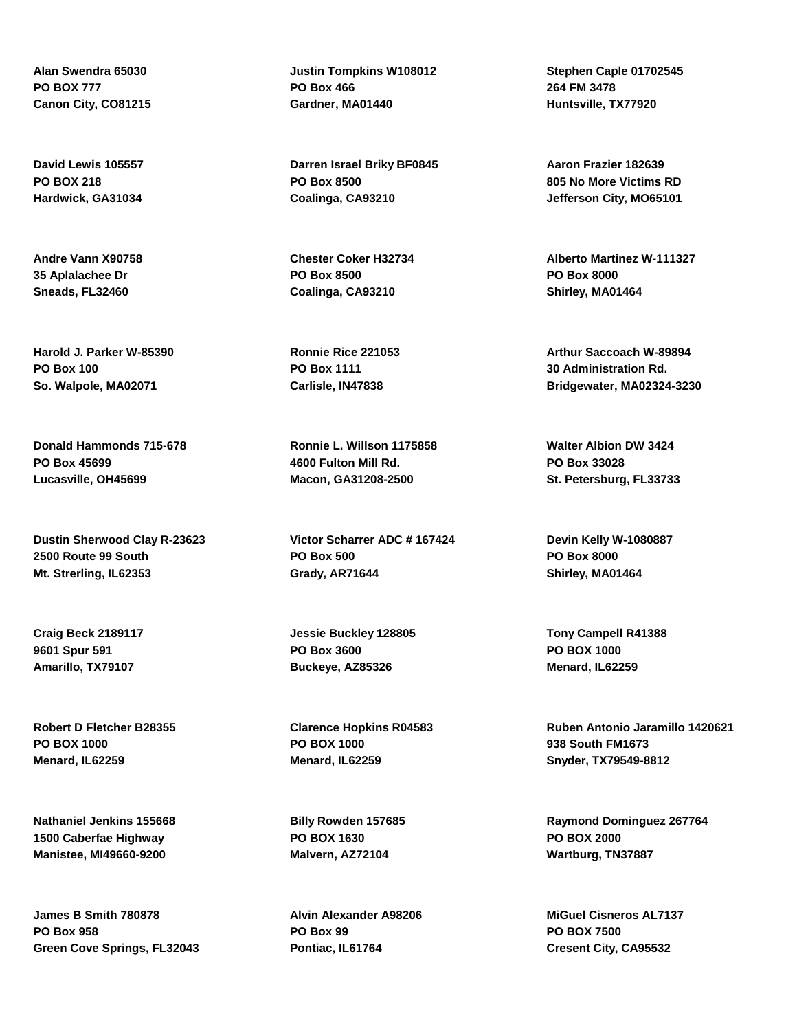**Alan Swendra 65030**
**PO BOX 777**
**Canon City, CO81215**

**David Lewis 105557**
**PO BOX 218**
**Hardwick, GA31034**

**Andre Vann X90758**
**35 Aplalachee Dr**
**Sneads, FL32460**

**Harold J. Parker W-85390**
**PO Box 100**
**So. Walpole, MA02071**

**Donald Hammonds 715-678**
**PO Box 45699**
**Lucasville, OH45699**

**Dustin Sherwood Clay R-23623**
**2500 Route 99 South**
**Mt. Strerling, IL62353**

**Craig Beck 2189117**
**9601 Spur 591**
**Amarillo, TX79107**

**Robert D Fletcher B28355**
**PO BOX 1000**
**Menard, IL62259**

**Nathaniel Jenkins 155668**
**1500 Caberfae Highway**
**Manistee, MI49660-9200**

**James B Smith 780878**
**PO Box 958**
**Green Cove Springs, FL32043**

**Justin Tompkins W108012**
**PO Box 466**
**Gardner, MA01440**

**Darren Israel Briky BF0845**
**PO Box 8500**
**Coalinga, CA93210**

**Chester Coker H32734**
**PO Box 8500**
**Coalinga, CA93210**

**Ronnie Rice 221053**
**PO Box 1111**
**Carlisle, IN47838**

**Ronnie L. Willson 1175858**
**4600 Fulton Mill Rd.**
**Macon, GA31208-2500**

**Victor Scharrer ADC # 167424**
**PO Box 500**
**Grady, AR71644**

**Jessie Buckley 128805**
**PO Box 3600**
**Buckeye, AZ85326**

**Clarence Hopkins R04583**
**PO BOX 1000**
**Menard, IL62259**

**Billy Rowden 157685**
**PO BOX 1630**
**Malvern, AZ72104**

**Alvin Alexander A98206**
**PO Box 99**
**Pontiac, IL61764**

**Stephen Caple 01702545**
**264 FM 3478**
**Huntsville, TX77920**

**Aaron Frazier 182639**
**805 No More Victims RD**
**Jefferson City, MO65101**

**Alberto Martinez W-111327**
**PO Box 8000**
**Shirley, MA01464**

**Arthur Saccoach W-89894**
**30 Administration Rd.**
**Bridgewater, MA02324-3230**

**Walter Albion DW 3424**
**PO Box 33028**
**St. Petersburg, FL33733**

**Devin Kelly W-1080887**
**PO Box 8000**
**Shirley, MA01464**

**Tony Campell R41388**
**PO BOX 1000**
**Menard, IL62259**

**Ruben Antonio Jaramillo 1420621**
**938 South FM1673**
**Snyder, TX79549-8812**

**Raymond Dominguez 267764**
**PO BOX 2000**
**Wartburg, TN37887**

**MiGuel Cisneros AL7137**
**PO BOX 7500**
**Cresent City, CA95532**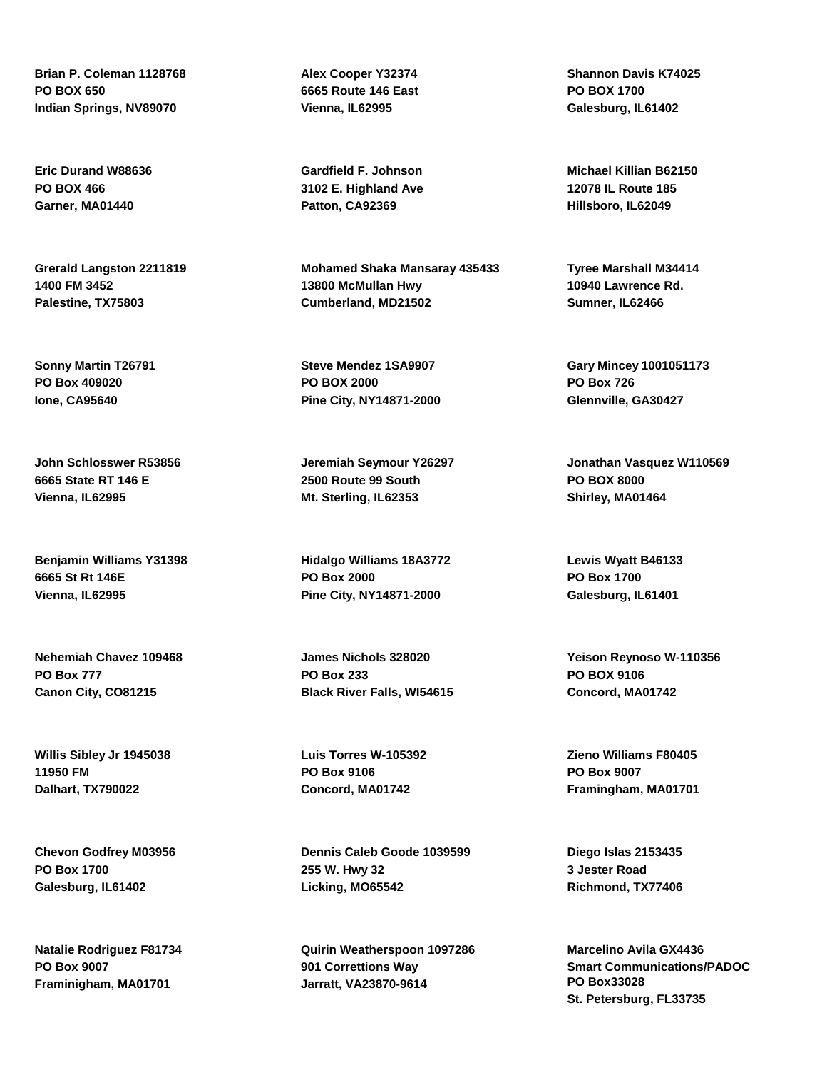**Brian P. Coleman 1128768**
**PO BOX 650**
**Indian Springs, NV89070**

**Alex Cooper Y32374**
**6665 Route 146 East**
**Vienna, IL62995**

**Shannon Davis K74025**
**PO BOX 1700**
**Galesburg, IL61402**

**Eric Durand W88636**
**PO BOX 466**
**Garner, MA01440**

**Gardfield F. Johnson**
**3102 E. Highland Ave**
**Patton, CA92369**

**Michael Killian B62150**
**12078 IL Route 185**
**Hillsboro, IL62049**

**Grerald Langston 2211819**
**1400 FM 3452**
**Palestine, TX75803**

**Mohamed Shaka Mansaray 435433**
**13800 McMullan Hwy**
**Cumberland, MD21502**

**Tyree Marshall M34414**
**10940 Lawrence Rd.**
**Sumner, IL62466**

**Sonny Martin T26791**
**PO Box 409020**
**Ione, CA95640**

**Steve Mendez 1SA9907**
**PO BOX 2000**
**Pine City, NY14871-2000**

**Gary Mincey 1001051173**
**PO Box 726**
**Glennville, GA30427**

**John Schlosswer R53856**
**6665 State RT 146 E**
**Vienna, IL62995**

**Jeremiah Seymour Y26297**
**2500 Route 99 South**
**Mt. Sterling, IL62353**

**Jonathan Vasquez W110569**
**PO BOX 8000**
**Shirley, MA01464**

**Benjamin Williams Y31398**
**6665 St Rt 146E**
**Vienna, IL62995**

**Hidalgo Williams 18A3772**
**PO Box 2000**
**Pine City, NY14871-2000**

**Lewis Wyatt B46133**
**PO Box 1700**
**Galesburg, IL61401**

**Nehemiah Chavez 109468**
**PO Box 777**
**Canon City, CO81215**

**James Nichols 328020**
**PO Box 233**
**Black River Falls, WI54615**

**Yeison Reynoso W-110356**
**PO BOX 9106**
**Concord, MA01742**

**Willis Sibley Jr 1945038**
**11950 FM**
**Dalhart, TX790022**

**Luis Torres W-105392**
**PO Box 9106**
**Concord, MA01742**

**Zieno Williams F80405**
**PO Box 9007**
**Framingham, MA01701**

**Chevon Godfrey M03956**
**PO Box 1700**
**Galesburg, IL61402**

**Dennis Caleb Goode 1039599**
**255 W. Hwy 32**
**Licking, MO65542**

**Diego Islas 2153435**
**3 Jester Road**
**Richmond, TX77406**

**Natalie Rodriguez F81734**
**PO Box 9007**
**Framinigham, MA01701**

**Quirin Weatherspoon 1097286**
**901 Correttions Way**
**Jarratt, VA23870-9614**

**Marcelino Avila GX4436**
**Smart Communications/PADOC**
**PO Box33028**
**St. Petersburg, FL33735**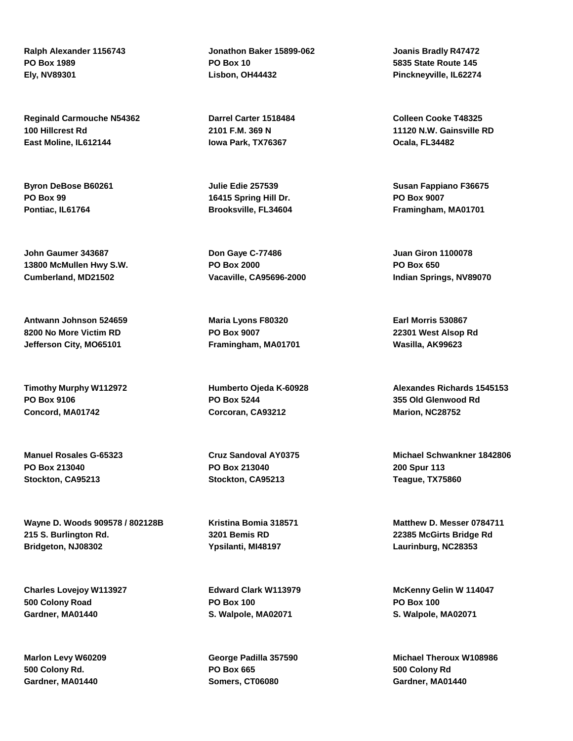**Ralph Alexander 1156743**
**PO Box 1989**
**Ely, NV89301**

**Jonathon Baker 15899-062**
**PO Box 10**
**Lisbon, OH44432**

**Joanis Bradly R47472**
**5835 State Route 145**
**Pinckneyville, IL62274**

**Reginald Carmouche N54362**
**100 Hillcrest Rd**
**East Moline, IL612144**

**Darrel Carter 1518484**
**2101 F.M. 369 N**
**Iowa Park, TX76367**

**Colleen Cooke T48325**
**11120 N.W. Gainsville RD**
**Ocala, FL34482**

**Byron DeBose B60261**
**PO Box 99**
**Pontiac, IL61764**

**Julie Edie 257539**
**16415 Spring Hill Dr.**
**Brooksville, FL34604**

**Susan Fappiano F36675**
**PO Box 9007**
**Framingham, MA01701**

**John Gaumer 343687**
**13800 McMullen Hwy S.W.**
**Cumberland, MD21502**

**Don Gaye C-77486**
**PO Box 2000**
**Vacaville, CA95696-2000**

**Juan Giron 1100078**
**PO Box 650**
**Indian Springs, NV89070**

**Antwann Johnson 524659**
**8200 No More Victim RD**
**Jefferson City, MO65101**

**Maria Lyons F80320**
**PO Box 9007**
**Framingham, MA01701**

**Earl Morris 530867**
**22301 West Alsop Rd**
**Wasilla, AK99623**

**Timothy Murphy W112972**
**PO Box 9106**
**Concord, MA01742**

**Humberto Ojeda K-60928**
**PO Box 5244**
**Corcoran, CA93212**

**Alexandes Richards 1545153**
**355 Old Glenwood Rd**
**Marion, NC28752**

**Manuel Rosales G-65323**
**PO Box 213040**
**Stockton, CA95213**

**Cruz Sandoval AY0375**
**PO Box 213040**
**Stockton, CA95213**

**Michael Schwankner 1842806**
**200 Spur 113**
**Teague, TX75860**

**Wayne D. Woods 909578 / 802128B**
**215 S. Burlington Rd.**
**Bridgeton, NJ08302**

**Kristina Bomia 318571**
**3201 Bemis RD**
**Ypsilanti, MI48197**

**Matthew D. Messer 0784711**
**22385 McGirts Bridge Rd**
**Laurinburg, NC28353**

**Charles Lovejoy W113927**
**500 Colony Road**
**Gardner, MA01440**

**Edward Clark W113979**
**PO Box 100**
**S. Walpole, MA02071**

**McKenny Gelin W 114047**
**PO Box 100**
**S. Walpole, MA02071**

**Marlon Levy W60209**
**500 Colony Rd.**
**Gardner, MA01440**

**George Padilla 357590**
**PO Box 665**
**Somers, CT06080**

**Michael Theroux W108986**
**500 Colony Rd**
**Gardner, MA01440**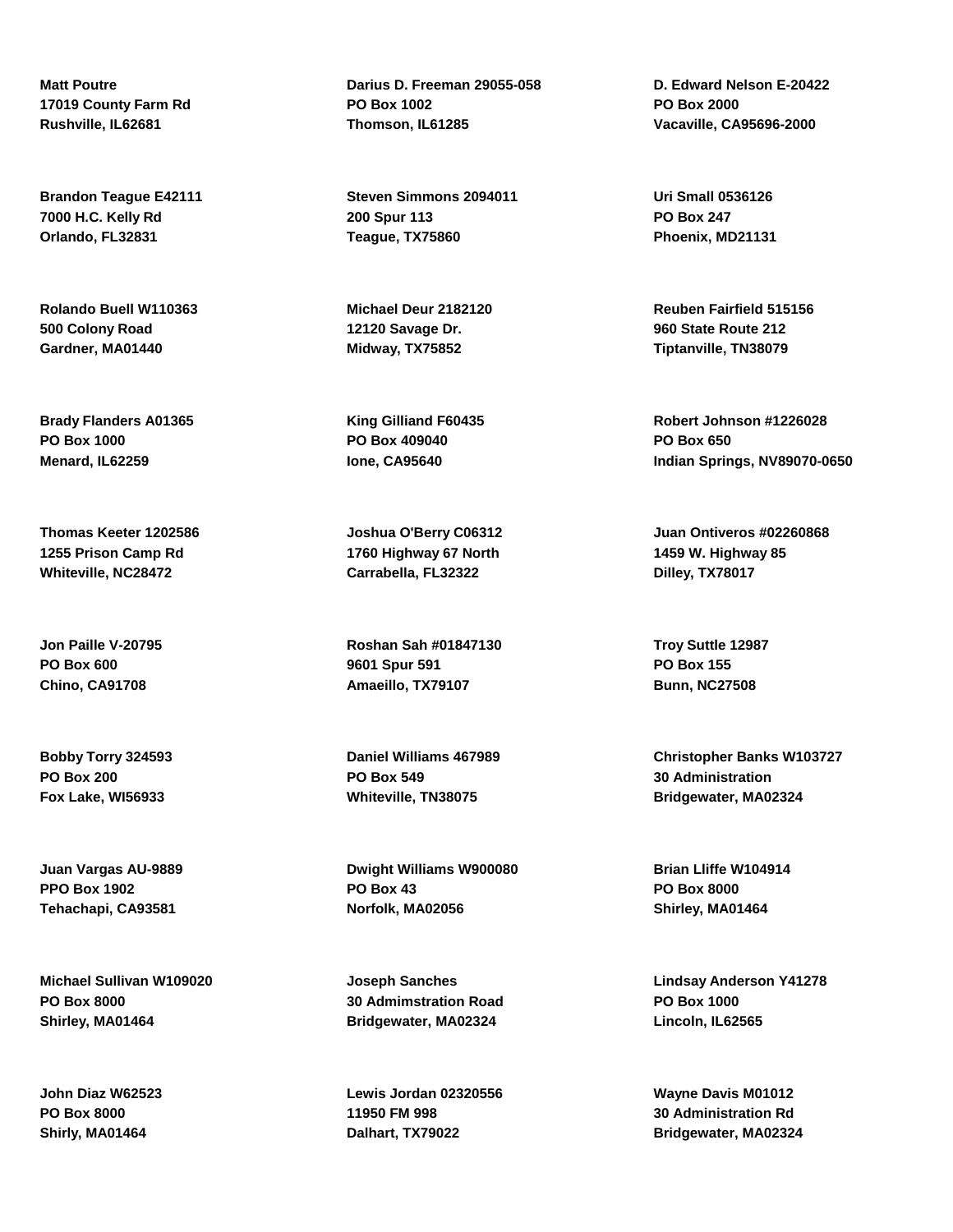**Matt Poutre**
**17019 County Farm Rd**
**Rushville, IL62681**

**Darius D. Freeman 29055-058**
**PO Box 1002**
**Thomson, IL61285**

**D. Edward Nelson E-20422**
**PO Box 2000**
**Vacaville, CA95696-2000**

**Brandon Teague E42111**
**7000 H.C. Kelly Rd**
**Orlando, FL32831**

**Steven Simmons 2094011**
**200 Spur 113**
**Teague, TX75860**

**Uri Small 0536126**
**PO Box 247**
**Phoenix, MD21131**

**Rolando Buell W110363**
**500 Colony Road**
**Gardner, MA01440**

**Michael Deur 2182120**
**12120 Savage Dr.**
**Midway, TX75852**

**Reuben Fairfield 515156**
**960 State Route 212**
**Tiptanville, TN38079**

**Brady Flanders A01365**
**PO Box 1000**
**Menard, IL62259**

**King Gilliand F60435**
**PO Box 409040**
**Ione, CA95640**

**Robert Johnson #1226028**
**PO Box 650**
**Indian Springs, NV89070-0650**

**Thomas Keeter 1202586**
**1255 Prison Camp Rd**
**Whiteville, NC28472**

**Joshua O'Berry C06312**
**1760 Highway 67 North**
**Carrabella, FL32322**

**Juan Ontiveros #02260868**
**1459 W. Highway 85**
**Dilley, TX78017**

**Jon Paille V-20795**
**PO Box 600**
**Chino, CA91708**

**Roshan Sah #01847130**
**9601 Spur 591**
**Amaeillo, TX79107**

**Troy Suttle 12987**
**PO Box 155**
**Bunn, NC27508**

**Bobby Torry 324593**
**PO Box 200**
**Fox Lake, WI56933**

**Daniel Williams 467989**
**PO Box 549**
**Whiteville, TN38075**

**Christopher Banks W103727**
**30 Administration**
**Bridgewater, MA02324**

**Juan Vargas AU-9889**
**PPO Box 1902**
**Tehachapi, CA93581**

**Dwight Williams W900080**
**PO Box 43**
**Norfolk, MA02056**

**Brian Lliffe W104914**
**PO Box 8000**
**Shirley, MA01464**

**Michael Sullivan W109020**
**PO Box 8000**
**Shirley, MA01464**

**Joseph Sanches**
**30 Admimstration Road**
**Bridgewater, MA02324**

**Lindsay Anderson Y41278**
**PO Box 1000**
**Lincoln, IL62565**

**John Diaz W62523**
**PO Box 8000**
**Shirly, MA01464**

**Lewis Jordan 02320556**
**11950 FM 998**
**Dalhart, TX79022**

**Wayne Davis M01012**
**30 Administration Rd**
**Bridgewater, MA02324**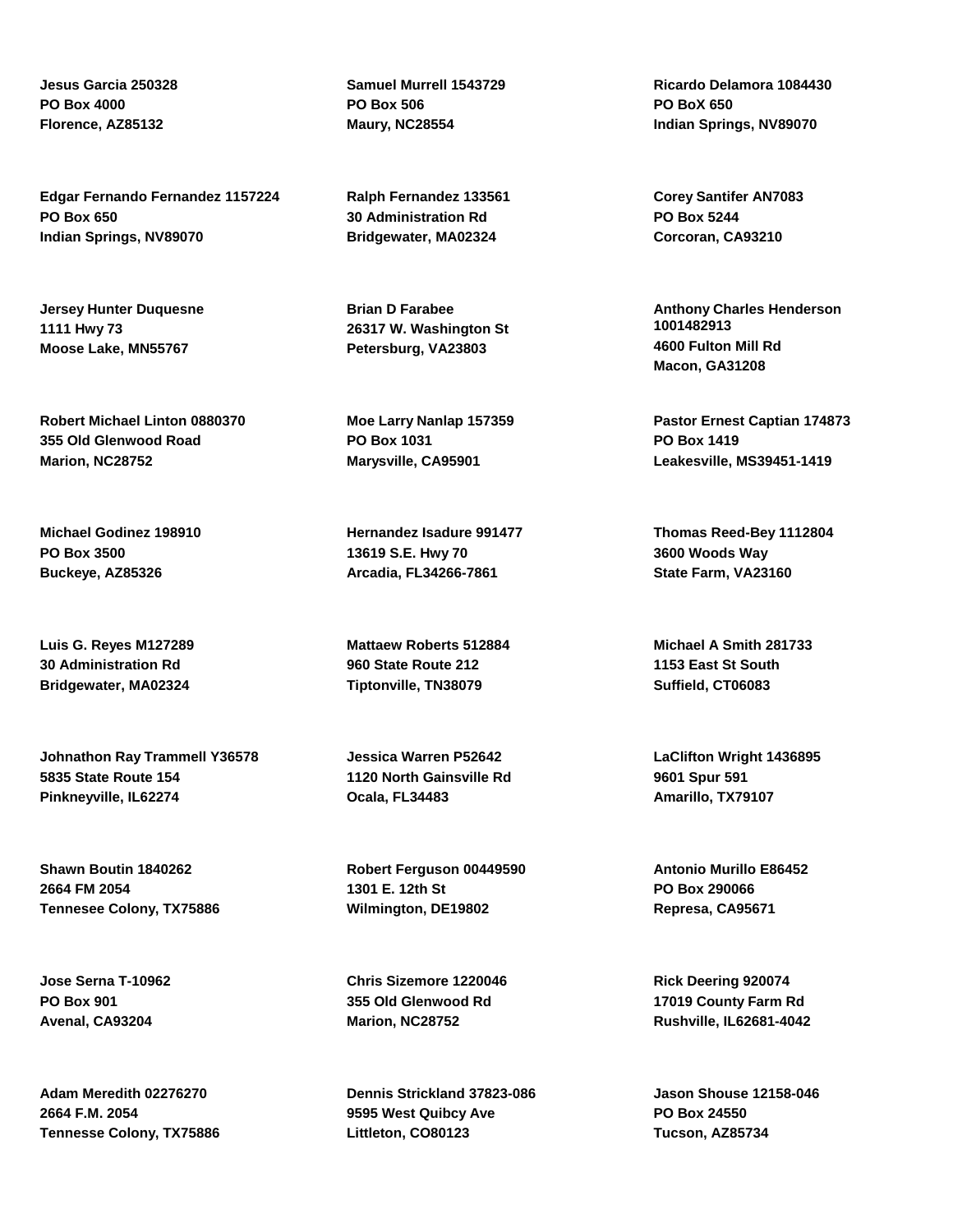**Jesus Garcia 250328**
**PO Box 4000**
**Florence, AZ85132**

**Samuel Murrell 1543729**
**PO Box 506**
**Maury, NC28554**

**Ricardo Delamora 1084430**
**PO BoX 650**
**Indian Springs, NV89070**

**Edgar Fernando Fernandez 1157224**
**PO Box 650**
**Indian Springs, NV89070**

**Ralph Fernandez 133561**
**30 Administration Rd**
**Bridgewater, MA02324**

**Corey Santifer AN7083**
**PO Box 5244**
**Corcoran, CA93210**

**Jersey Hunter Duquesne**
**1111 Hwy 73**
**Moose Lake, MN55767**

**Brian D Farabee**
**26317 W. Washington St**
**Petersburg, VA23803**

**Anthony Charles Henderson 1001482913**
**4600 Fulton Mill Rd**
**Macon, GA31208**

**Robert Michael Linton 0880370**
**355 Old Glenwood Road**
**Marion, NC28752**

**Moe Larry Nanlap 157359**
**PO Box 1031**
**Marysville, CA95901**

**Pastor Ernest Captian 174873**
**PO Box 1419**
**Leakesville, MS39451-1419**

**Michael Godinez 198910**
**PO Box 3500**
**Buckeye, AZ85326**

**Hernandez Isadure 991477**
**13619 S.E. Hwy 70**
**Arcadia, FL34266-7861**

**Thomas Reed-Bey 1112804**
**3600 Woods Way**
**State Farm, VA23160**

**Luis G. Reyes M127289**
**30 Administration Rd**
**Bridgewater, MA02324**

**Mattaew Roberts 512884**
**960 State Route 212**
**Tiptonville, TN38079**

**Michael A Smith 281733**
**1153 East St South**
**Suffield, CT06083**

**Johnathon Ray Trammell Y36578**
**5835 State Route 154**
**Pinkneyville, IL62274**

**Jessica Warren P52642**
**1120 North Gainsville Rd**
**Ocala, FL34483**

**LaClifton Wright 1436895**
**9601 Spur 591**
**Amarillo, TX79107**

**Shawn Boutin 1840262**
**2664 FM 2054**
**Tennesee Colony, TX75886**

**Robert Ferguson 00449590**
**1301 E. 12th St**
**Wilmington, DE19802**

**Antonio Murillo E86452**
**PO Box 290066**
**Represa, CA95671**

**Jose Serna T-10962**
**PO Box 901**
**Avenal, CA93204**

**Chris Sizemore 1220046**
**355 Old Glenwood Rd**
**Marion, NC28752**

**Rick Deering 920074**
**17019 County Farm Rd**
**Rushville, IL62681-4042**

**Adam Meredith 02276270**
**2664 F.M. 2054**
**Tennesse Colony, TX75886**

**Dennis Strickland 37823-086**
**9595 West Quibcy Ave**
**Littleton, CO80123**

**Jason Shouse 12158-046**
**PO Box 24550**
**Tucson, AZ85734**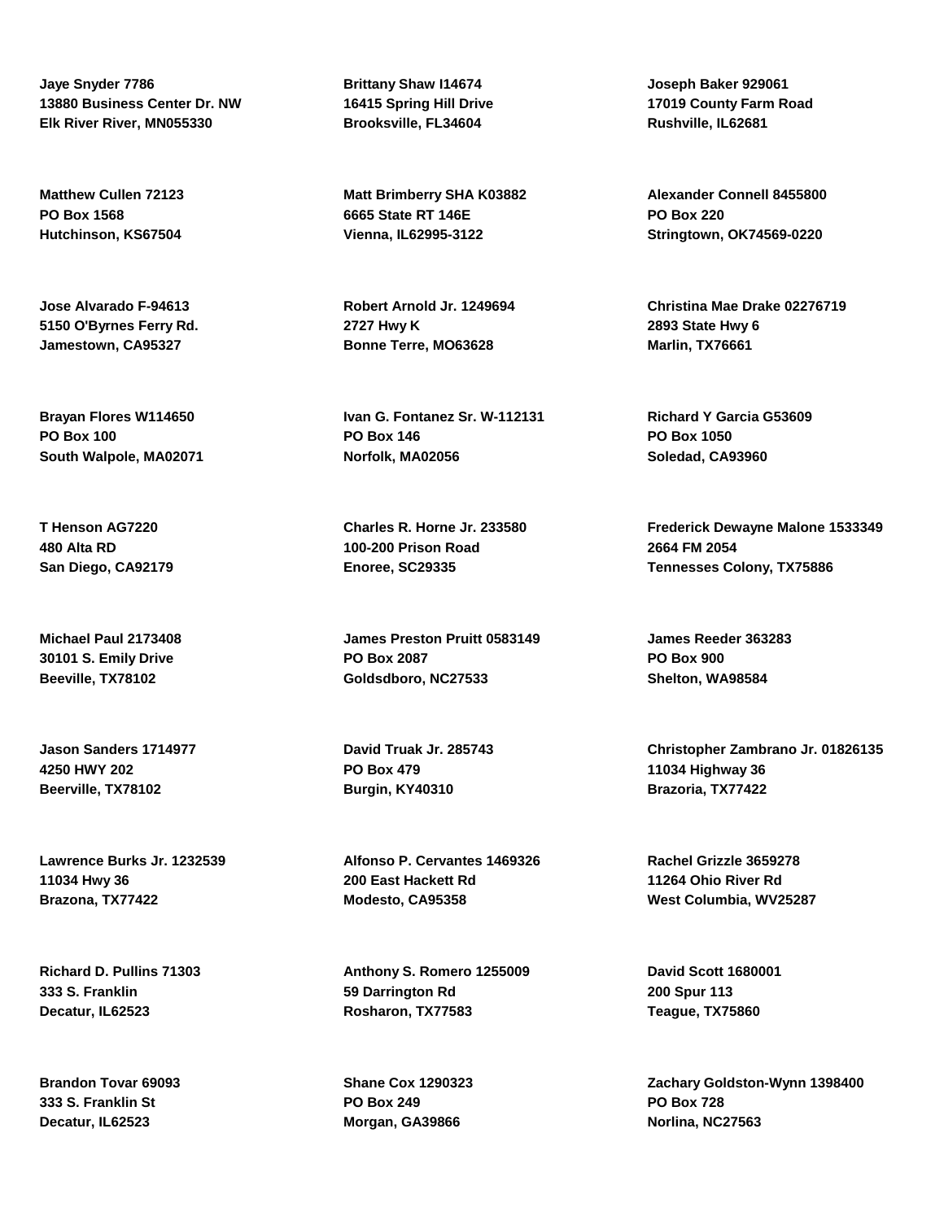**Jaye Snyder 7786**
**13880 Business Center Dr. NW**
**Elk River River, MN055330**

**Brittany Shaw I14674**
**16415 Spring Hill Drive**
**Brooksville, FL34604**

**Joseph Baker 929061**
**17019 County Farm Road**
**Rushville, IL62681**

**Matthew Cullen 72123**
**PO Box 1568**
**Hutchinson, KS67504**

**Matt Brimberry SHA K03882**
**6665 State RT 146E**
**Vienna, IL62995-3122**

**Alexander Connell 8455800**
**PO Box 220**
**Stringtown, OK74569-0220**

**Jose Alvarado F-94613**
**5150 O'Byrnes Ferry Rd.**
**Jamestown, CA95327**

**Robert Arnold Jr. 1249694**
**2727 Hwy K**
**Bonne Terre, MO63628**

**Christina Mae Drake 02276719**
**2893 State Hwy 6**
**Marlin, TX76661**

**Brayan Flores W114650**
**PO Box 100**
**South Walpole, MA02071**

**Ivan G. Fontanez Sr. W-112131**
**PO Box 146**
**Norfolk, MA02056**

**Richard Y Garcia G53609**
**PO Box 1050**
**Soledad, CA93960**

**T Henson AG7220**
**480 Alta RD**
**San Diego, CA92179**

**Charles R. Horne Jr. 233580**
**100-200 Prison Road**
**Enoree, SC29335**

**Frederick Dewayne Malone 1533349**
**2664 FM 2054**
**Tennesses Colony, TX75886**

**Michael Paul 2173408**
**30101 S. Emily Drive**
**Beeville, TX78102**

**James Preston Pruitt 0583149**
**PO Box 2087**
**Goldsdboro, NC27533**

**James Reeder 363283**
**PO Box 900**
**Shelton, WA98584**

**Jason Sanders 1714977**
**4250 HWY 202**
**Beerville, TX78102**

**David Truak Jr. 285743**
**PO Box 479**
**Burgin, KY40310**

**Christopher Zambrano Jr. 01826135**
**11034 Highway 36**
**Brazoria, TX77422**

**Lawrence Burks Jr. 1232539**
**11034 Hwy 36**
**Brazona, TX77422**

**Alfonso P. Cervantes 1469326**
**200 East Hackett Rd**
**Modesto, CA95358**

**Rachel Grizzle 3659278**
**11264 Ohio River Rd**
**West Columbia, WV25287**

**Richard D. Pullins 71303**
**333 S. Franklin**
**Decatur, IL62523**

**Anthony S. Romero 1255009**
**59 Darrington Rd**
**Rosharon, TX77583**

**David Scott 1680001**
**200 Spur 113**
**Teague, TX75860**

**Brandon Tovar 69093**
**333 S. Franklin St**
**Decatur, IL62523**

**Shane Cox 1290323**
**PO Box 249**
**Morgan, GA39866**

**Zachary Goldston-Wynn 1398400**
**PO Box 728**
**Norlina, NC27563**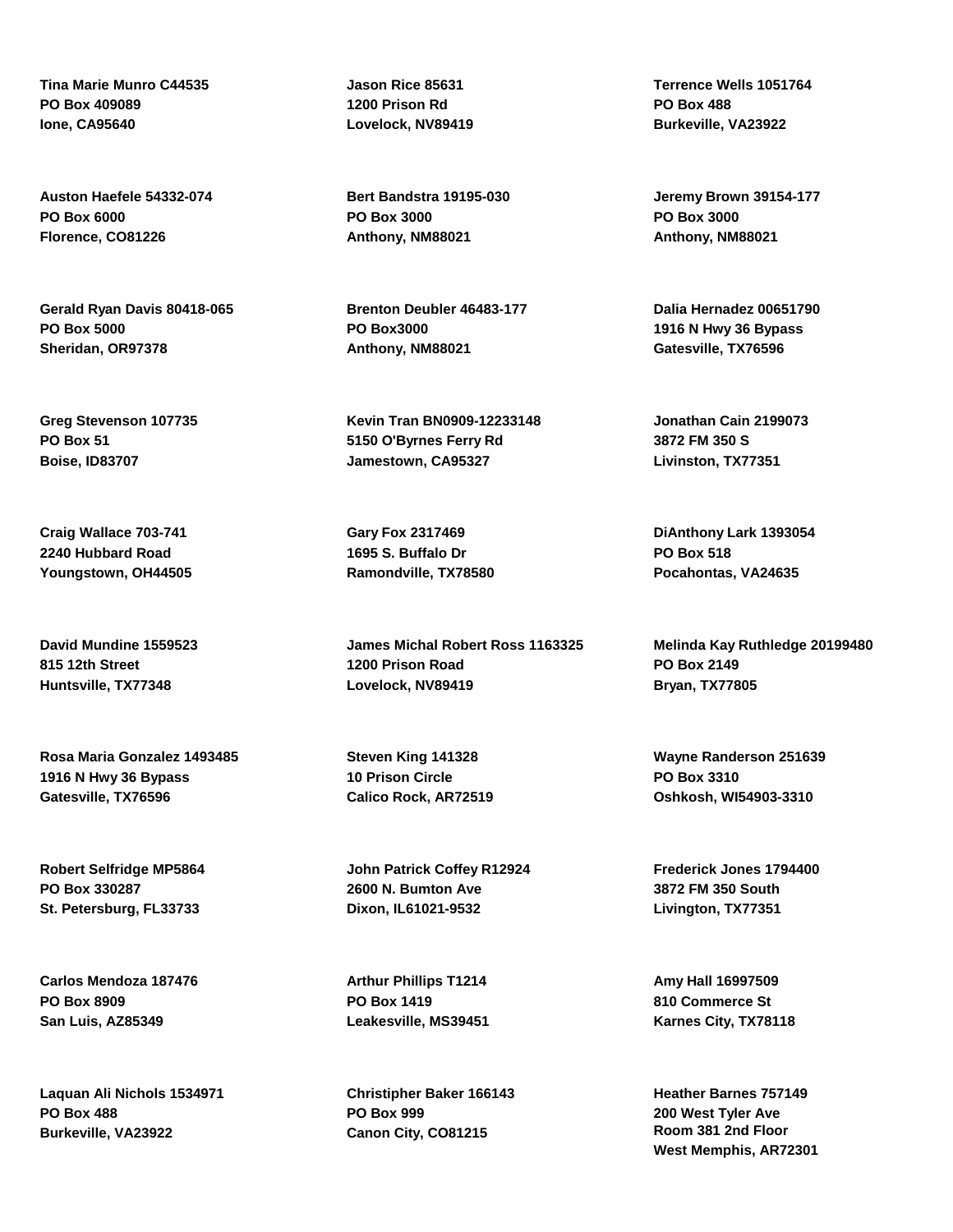**Tina Marie Munro C44535**
**PO Box 409089**
**Ione, CA95640**

**Jason Rice 85631**
**1200 Prison Rd**
**Lovelock, NV89419**

**Terrence Wells 1051764**
**PO Box 488**
**Burkeville, VA23922**

**Auston Haefele 54332-074**
**PO Box 6000**
**Florence, CO81226**

**Bert Bandstra 19195-030**
**PO Box 3000**
**Anthony, NM88021**

**Jeremy Brown 39154-177**
**PO Box 3000**
**Anthony, NM88021**

**Gerald Ryan Davis 80418-065**
**PO Box 5000**
**Sheridan, OR97378**

**Brenton Deubler 46483-177**
**PO Box3000**
**Anthony, NM88021**

**Dalia Hernadez 00651790**
**1916 N Hwy 36 Bypass**
**Gatesville, TX76596**

**Greg Stevenson 107735**
**PO Box 51**
**Boise, ID83707**

**Kevin Tran BN0909-12233148**
**5150 O'Byrnes Ferry Rd**
**Jamestown, CA95327**

**Jonathan Cain 2199073**
**3872 FM 350 S**
**Livinston, TX77351**

**Craig Wallace 703-741**
**2240 Hubbard Road**
**Youngstown, OH44505**

**Gary Fox 2317469**
**1695 S. Buffalo Dr**
**Ramondville, TX78580**

**DiAnthony Lark 1393054**
**PO Box 518**
**Pocahontas, VA24635**

**David Mundine 1559523**
**815 12th Street**
**Huntsville, TX77348**

**James Michal Robert Ross 1163325**
**1200 Prison Road**
**Lovelock, NV89419**

**Melinda Kay Ruthledge 20199480**
**PO Box 2149**
**Bryan, TX77805**

**Rosa Maria Gonzalez 1493485**
**1916 N Hwy 36 Bypass**
**Gatesville, TX76596**

**Steven King 141328**
**10 Prison Circle**
**Calico Rock, AR72519**

**Wayne Randerson 251639**
**PO Box 3310**
**Oshkosh, WI54903-3310**

**Robert Selfridge MP5864**
**PO Box 330287**
**St. Petersburg, FL33733**

**John Patrick Coffey R12924**
**2600 N. Bumton Ave**
**Dixon, IL61021-9532**

**Frederick Jones 1794400**
**3872 FM 350 South**
**Livington, TX77351**

**Carlos Mendoza 187476**
**PO Box 8909**
**San Luis, AZ85349**

**Arthur Phillips T1214**
**PO Box 1419**
**Leakesville, MS39451**

**Amy Hall 16997509**
**810 Commerce St**
**Karnes City, TX78118**

**Laquan Ali Nichols 1534971**
**PO Box 488**
**Burkeville, VA23922**

**Christipher Baker 166143**
**PO Box 999**
**Canon City, CO81215**

**Heather Barnes 757149**
**200 West Tyler Ave**
**Room 381 2nd Floor**
**West Memphis, AR72301**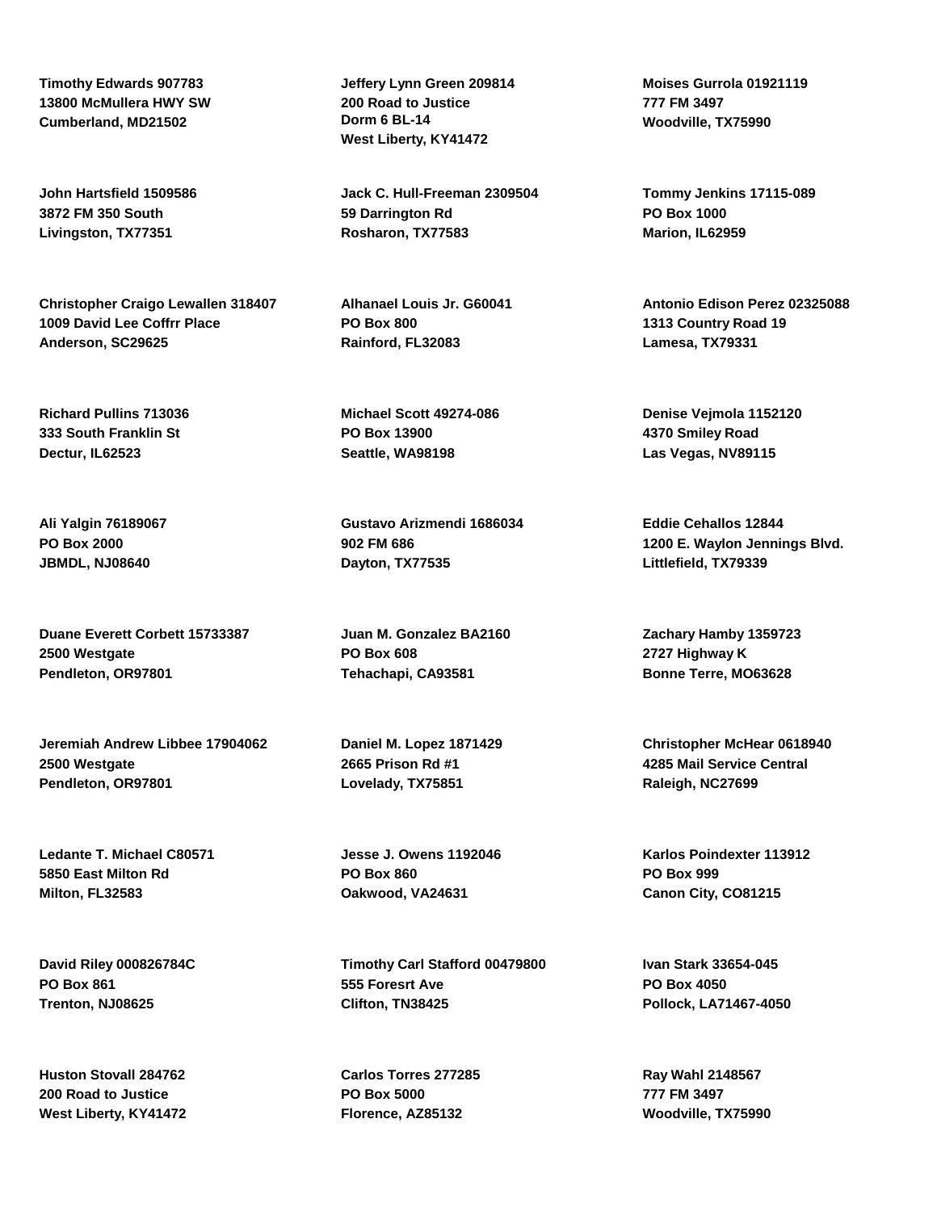**Timothy Edwards 907783**
**13800 McMullera HWY SW**
**Cumberland, MD21502**

**Jeffery Lynn Green 209814**
**200 Road to Justice**
**Dorm 6 BL-14**
**West Liberty, KY41472**

**Moises Gurrola 01921119**
**777 FM 3497**
**Woodville, TX75990**

**John Hartsfield 1509586**
**3872 FM 350 South**
**Livingston, TX77351**

**Jack C. Hull-Freeman 2309504**
**59 Darrington Rd**
**Rosharon, TX77583**

**Tommy Jenkins 17115-089**
**PO Box 1000**
**Marion, IL62959**

**Christopher Craigo Lewallen 318407**
**1009 David Lee Coffrr Place**
**Anderson, SC29625**

**Alhanael Louis Jr. G60041**
**PO Box 800**
**Rainford, FL32083**

**Antonio Edison Perez 02325088**
**1313 Country Road 19**
**Lamesa, TX79331**

**Richard Pullins 713036**
**333 South Franklin St**
**Dectur, IL62523**

**Michael Scott 49274-086**
**PO Box 13900**
**Seattle, WA98198**

**Denise Vejmola 1152120**
**4370 Smiley Road**
**Las Vegas, NV89115**

**Ali Yalgin 76189067**
**PO Box 2000**
**JBMDL, NJ08640**

**Gustavo Arizmendi 1686034**
**902 FM 686**
**Dayton, TX77535**

**Eddie Cehallos 12844**
**1200 E. Waylon Jennings Blvd.**
**Littlefield, TX79339**

**Duane Everett Corbett 15733387**
**2500 Westgate**
**Pendleton, OR97801**

**Juan M. Gonzalez BA2160**
**PO Box 608**
**Tehachapi, CA93581**

**Zachary Hamby 1359723**
**2727 Highway K**
**Bonne Terre, MO63628**

**Jeremiah Andrew Libbee 17904062**
**2500 Westgate**
**Pendleton, OR97801**

**Daniel M. Lopez 1871429**
**2665 Prison Rd #1**
**Lovelady, TX75851**

**Christopher McHear 0618940**
**4285 Mail Service Central**
**Raleigh, NC27699**

**Ledante T. Michael C80571**
**5850 East Milton Rd**
**Milton, FL32583**

**Jesse J. Owens 1192046**
**PO Box 860**
**Oakwood, VA24631**

**Karlos Poindexter 113912**
**PO Box 999**
**Canon City, CO81215**

**David Riley 000826784C**
**PO Box 861**
**Trenton, NJ08625**

**Timothy Carl Stafford 00479800**
**555 Foresrt Ave**
**Clifton, TN38425**

**Ivan Stark 33654-045**
**PO Box 4050**
**Pollock, LA71467-4050**

**Huston Stovall 284762**
**200 Road to Justice**
**West Liberty, KY41472**

**Carlos Torres 277285**
**PO Box 5000**
**Florence, AZ85132**

**Ray Wahl 2148567**
**777 FM 3497**
**Woodville, TX75990**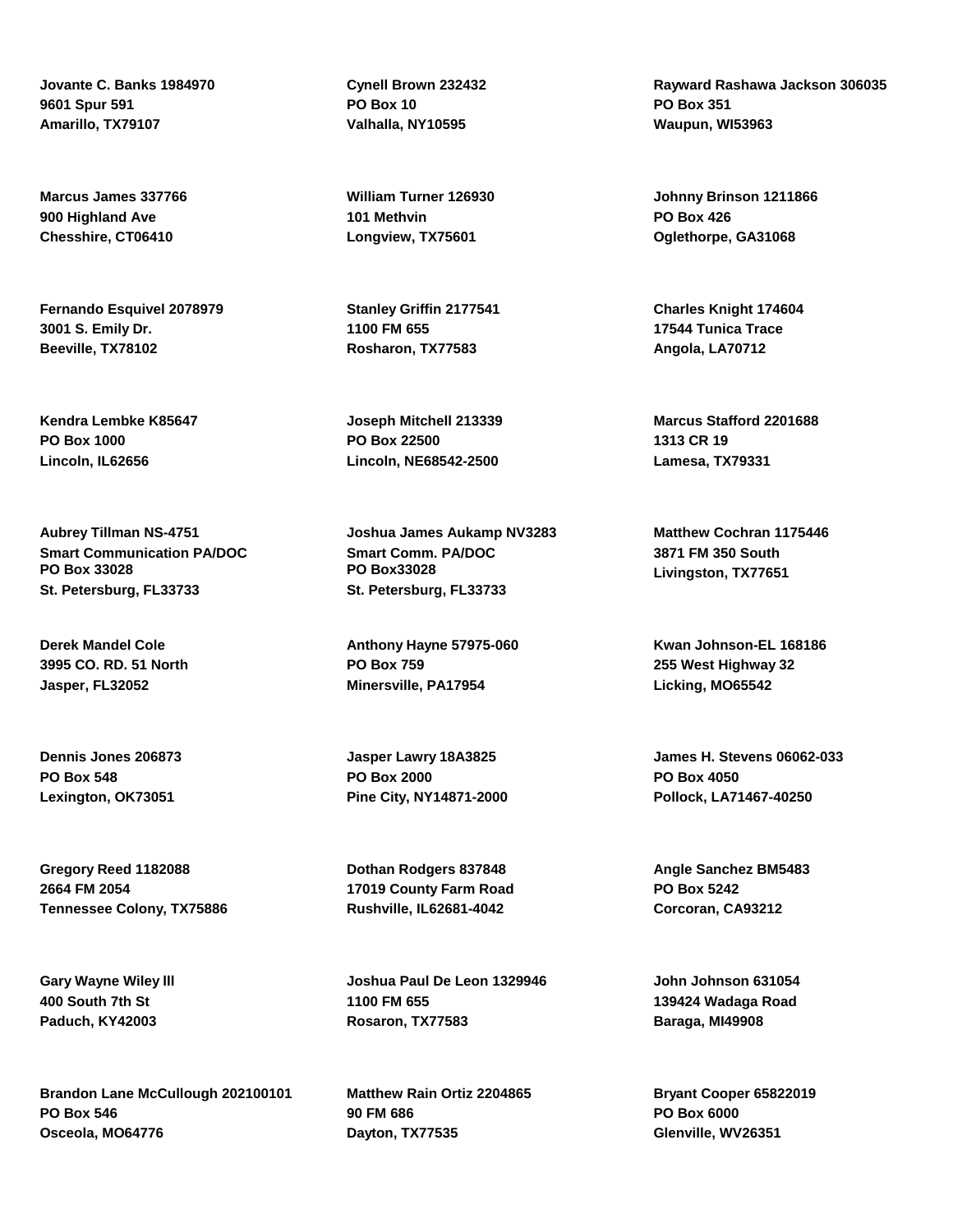**Jovante C. Banks 1984970**
**9601 Spur 591**
**Amarillo, TX79107**

**Cynell Brown 232432**
**PO Box 10**
**Valhalla, NY10595**

**Rayward Rashawa Jackson 306035**
**PO Box 351**
**Waupun, WI53963**

**Marcus James 337766**
**900 Highland Ave**
**Chesshire, CT06410**

**William Turner 126930**
**101 Methvin**
**Longview, TX75601**

**Johnny Brinson 1211866**
**PO Box 426**
**Oglethorpe, GA31068**

**Fernando Esquivel 2078979**
**3001 S. Emily Dr.**
**Beeville, TX78102**

**Stanley Griffin 2177541**
**1100 FM 655**
**Rosharon, TX77583**

**Charles Knight 174604**
**17544 Tunica Trace**
**Angola, LA70712**

**Kendra Lembke K85647**
**PO Box 1000**
**Lincoln, IL62656**

**Joseph Mitchell 213339**
**PO Box 22500**
**Lincoln, NE68542-2500**

**Marcus Stafford 2201688**
**1313 CR 19**
**Lamesa, TX79331**

**Aubrey Tillman NS-4751**
**Smart Communication PA/DOC**
**PO Box 33028**
**St. Petersburg, FL33733**

**Joshua James Aukamp NV3283**
**Smart Comm. PA/DOC**
**PO Box33028**
**St. Petersburg, FL33733**

**Matthew Cochran 1175446**
**3871 FM 350 South**
**Livingston, TX77651**

**Derek Mandel Cole**
**3995 CO. RD. 51 North**
**Jasper, FL32052**

**Anthony Hayne 57975-060**
**PO Box 759**
**Minersville, PA17954**

**Kwan Johnson-EL 168186**
**255 West Highway 32**
**Licking, MO65542**

**Dennis Jones 206873**
**PO Box 548**
**Lexington, OK73051**

**Jasper Lawry 18A3825**
**PO Box 2000**
**Pine City, NY14871-2000**

**James H. Stevens 06062-033**
**PO Box 4050**
**Pollock, LA71467-40250**

**Gregory Reed 1182088**
**2664 FM 2054**
**Tennessee Colony, TX75886**

**Dothan Rodgers 837848**
**17019 County Farm Road**
**Rushville, IL62681-4042**

**Angle Sanchez BM5483**
**PO Box 5242**
**Corcoran, CA93212**

**Gary Wayne Wiley lll**
**400 South 7th St**
**Paduch, KY42003**

**Joshua Paul De Leon 1329946**
**1100 FM 655**
**Rosaron, TX77583**

**John Johnson 631054**
**139424 Wadaga Road**
**Baraga, MI49908**

**Brandon Lane McCullough 202100101**
**PO Box 546**
**Osceola, MO64776**

**Matthew Rain Ortiz 2204865**
**90 FM 686**
**Dayton, TX77535**

**Bryant Cooper 65822019**
**PO Box 6000**
**Glenville, WV26351**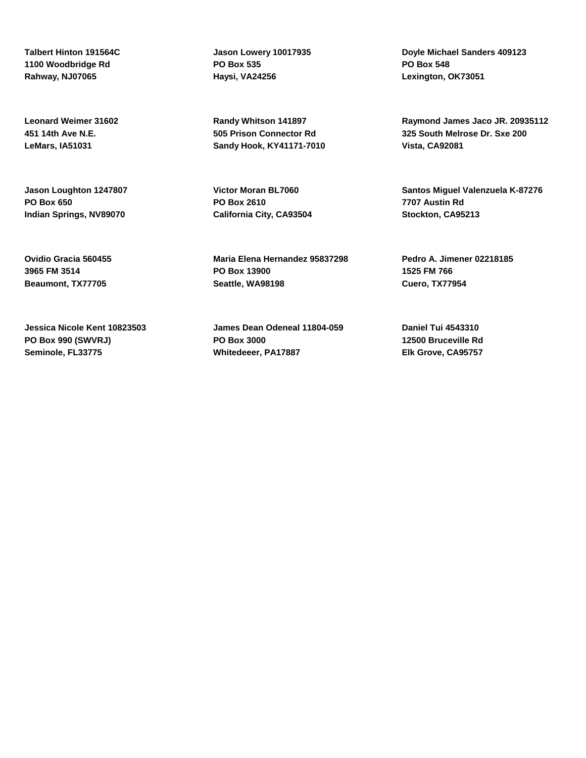**Talbert Hinton 191564C**
**1100 Woodbridge Rd**
**Rahway, NJ07065**

**Jason Lowery 10017935**
**PO Box 535**
**Haysi, VA24256**

**Doyle Michael Sanders 409123**
**PO Box 548**
**Lexington, OK73051**

**Leonard Weimer 31602**
**451 14th Ave N.E.**
**LeMars, IA51031**

**Randy Whitson 141897**
**505 Prison Connector Rd**
**Sandy Hook, KY41171-7010**

**Raymond James Jaco JR. 20935112**
**325 South Melrose Dr. Sxe 200**
**Vista, CA92081**

**Jason Loughton 1247807**
**PO Box 650**
**Indian Springs, NV89070**

**Victor Moran BL7060**
**PO Box 2610**
**California City, CA93504**

**Santos Miguel Valenzuela K-87276**
**7707 Austin Rd**
**Stockton, CA95213**

**Ovidio Gracia 560455**
**3965 FM 3514**
**Beaumont, TX77705**

**Maria Elena Hernandez 95837298**
**PO Box 13900**
**Seattle, WA98198**

**Pedro A. Jimener 02218185**
**1525 FM 766**
**Cuero, TX77954**

**Jessica Nicole Kent 10823503**
**PO Box 990 (SWVRJ)**
**Seminole, FL33775**

**James Dean Odeneal 11804-059**
**PO Box 3000**
**Whitedeeer, PA17887**

**Daniel Tui 4543310**
**12500 Bruceville Rd**
**Elk Grove, CA95757**